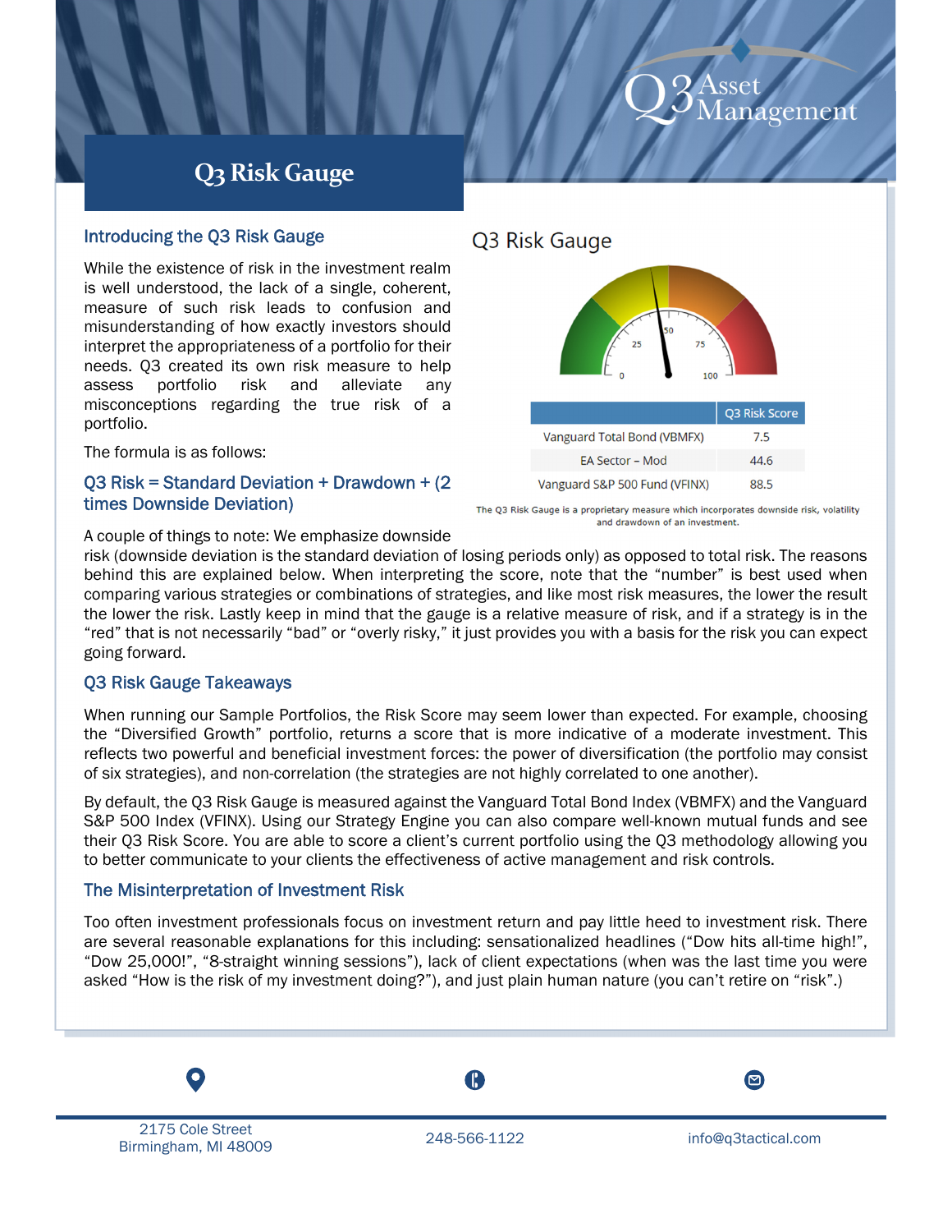# Q3 Risk Gauge

## Introducing the Q3 Risk Gauge

While the existence of risk in the investment realm is well understood, the lack of a single, coherent, measure of such risk leads to confusion and misunderstanding of how exactly investors should interpret the appropriateness of a portfolio for their needs. Q3 created its own risk measure to help assess portfolio risk and alleviate any misconceptions regarding the true risk of a portfolio.

The formula is as follows:

### Q3 Risk = Standard Deviation + Drawdown + (2 times Downside Deviation)

Q3 Risk Gauge

| | Q3 Risk Score |
|---|---|
| Vanguard Total Bond (VBMFX) | 7.5 |
| EA Sector – Mod | 44.6 |
| Vanguard S&P 500 Fund (VFINX) | 88.5 |

The Q3 Risk Gauge is a proprietary measure which incorporates downside risk, volatility and drawdown of an investment.

A couple of things to note: We emphasize downside risk (downside deviation is the standard deviation of losing periods only) as opposed to total risk. The reasons behind this are explained below. When interpreting the score, note that the "number" is best used when comparing various strategies or combinations of strategies, and like most risk measures, the lower the result the lower the risk. Lastly keep in mind that the gauge is a relative measure of risk, and if a strategy is in the "red" that is not necessarily "bad" or "overly risky," it just provides you with a basis for the risk you can expect going forward.

## Q3 Risk Gauge Takeaways

When running our Sample Portfolios, the Risk Score may seem lower than expected. For example, choosing the "Diversified Growth" portfolio, returns a score that is more indicative of a moderate investment. This reflects two powerful and beneficial investment forces: the power of diversification (the portfolio may consist of six strategies), and non-correlation (the strategies are not highly correlated to one another).

By default, the Q3 Risk Gauge is measured against the Vanguard Total Bond Index (VBMFX) and the Vanguard S&P 500 Index (VFINX). Using our Strategy Engine you can also compare well-known mutual funds and see their Q3 Risk Score. You are able to score a client's current portfolio using the Q3 methodology allowing you to better communicate to your clients the effectiveness of active management and risk controls.

## The Misinterpretation of Investment Risk

Too often investment professionals focus on investment return and pay little heed to investment risk. There are several reasonable explanations for this including: sensationalized headlines ("Dow hits all-time high!", "Dow 25,000!", "8-straight winning sessions"), lack of client expectations (when was the last time you were asked "How is the risk of my investment doing?"), and just plain human nature (you can't retire on "risk".)

2175 Cole Street
Birmingham, MI 48009

248-566-1122

info@q3tactical.com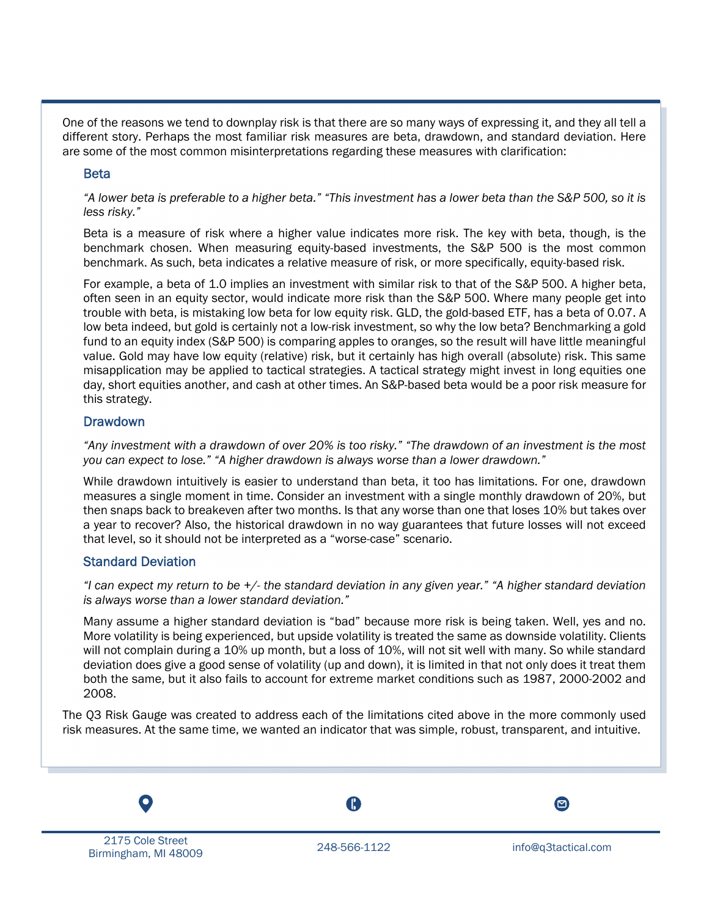One of the reasons we tend to downplay risk is that there are so many ways of expressing it, and they all tell a different story. Perhaps the most familiar risk measures are beta, drawdown, and standard deviation. Here are some of the most common misinterpretations regarding these measures with clarification:

### Beta

*"A lower beta is preferable to a higher beta." "This investment has a lower beta than the S&P 500, so it is less risky."*

Beta is a measure of risk where a higher value indicates more risk. The key with beta, though, is the benchmark chosen. When measuring equity-based investments, the S&P 500 is the most common benchmark. As such, beta indicates a relative measure of risk, or more specifically, equity-based risk.

For example, a beta of 1.0 implies an investment with similar risk to that of the S&P 500. A higher beta, often seen in an equity sector, would indicate more risk than the S&P 500. Where many people get into trouble with beta, is mistaking low beta for low equity risk. GLD, the gold-based ETF, has a beta of 0.07. A low beta indeed, but gold is certainly not a low-risk investment, so why the low beta? Benchmarking a gold fund to an equity index (S&P 500) is comparing apples to oranges, so the result will have little meaningful value. Gold may have low equity (relative) risk, but it certainly has high overall (absolute) risk. This same misapplication may be applied to tactical strategies. A tactical strategy might invest in long equities one day, short equities another, and cash at other times. An S&P-based beta would be a poor risk measure for this strategy.

### Drawdown

*"Any investment with a drawdown of over 20% is too risky." "The drawdown of an investment is the most you can expect to lose." "A higher drawdown is always worse than a lower drawdown."*

While drawdown intuitively is easier to understand than beta, it too has limitations. For one, drawdown measures a single moment in time. Consider an investment with a single monthly drawdown of 20%, but then snaps back to breakeven after two months. Is that any worse than one that loses 10% but takes over a year to recover? Also, the historical drawdown in no way guarantees that future losses will not exceed that level, so it should not be interpreted as a "worse-case" scenario.

### Standard Deviation

*"I can expect my return to be +/- the standard deviation in any given year." "A higher standard deviation is always worse than a lower standard deviation."*

Many assume a higher standard deviation is "bad" because more risk is being taken. Well, yes and no. More volatility is being experienced, but upside volatility is treated the same as downside volatility. Clients will not complain during a 10% up month, but a loss of 10%, will not sit well with many. So while standard deviation does give a good sense of volatility (up and down), it is limited in that not only does it treat them both the same, but it also fails to account for extreme market conditions such as 1987, 2000-2002 and 2008.

The Q3 Risk Gauge was created to address each of the limitations cited above in the more commonly used risk measures. At the same time, we wanted an indicator that was simple, robust, transparent, and intuitive.

2175 Cole Street
Birmingham, MI 48009

248-566-1122

info@q3tactical.com